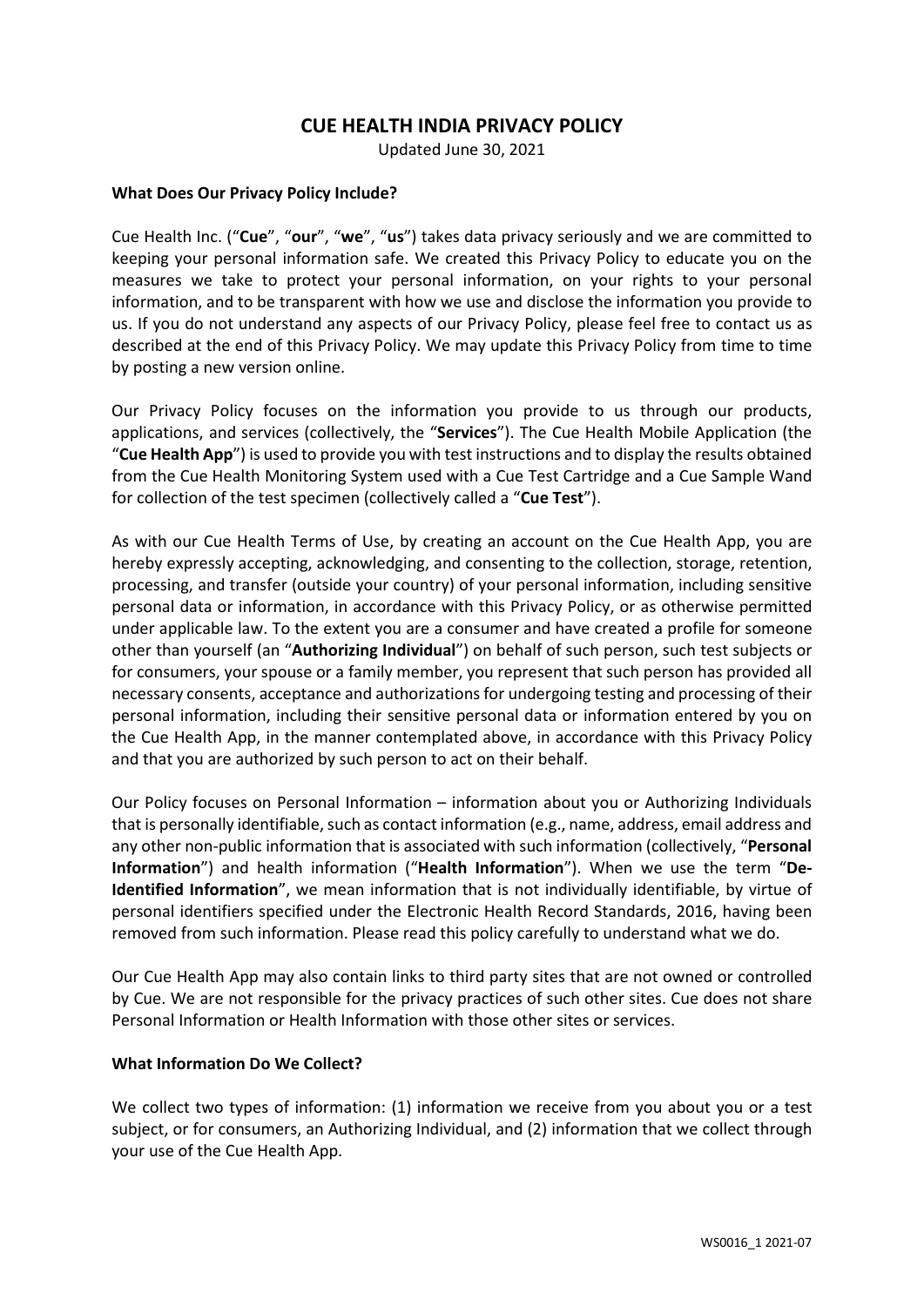# CUE HEALTH INDIA PRIVACY POLICY

Updated June 30, 2021

**What Does Our Privacy Policy Include?**

Cue Health Inc. ("**Cue**", "**our**", "**we**", "**us**") takes data privacy seriously and we are committed to keeping your personal information safe. We created this Privacy Policy to educate you on the measures we take to protect your personal information, on your rights to your personal information, and to be transparent with how we use and disclose the information you provide to us. If you do not understand any aspects of our Privacy Policy, please feel free to contact us as described at the end of this Privacy Policy. We may update this Privacy Policy from time to time by posting a new version online.

Our Privacy Policy focuses on the information you provide to us through our products, applications, and services (collectively, the "**Services**"). The Cue Health Mobile Application (the "**Cue Health App**") is used to provide you with test instructions and to display the results obtained from the Cue Health Monitoring System used with a Cue Test Cartridge and a Cue Sample Wand for collection of the test specimen (collectively called a "**Cue Test**").

As with our Cue Health Terms of Use, by creating an account on the Cue Health App, you are hereby expressly accepting, acknowledging, and consenting to the collection, storage, retention, processing, and transfer (outside your country) of your personal information, including sensitive personal data or information, in accordance with this Privacy Policy, or as otherwise permitted under applicable law. To the extent you are a consumer and have created a profile for someone other than yourself (an "**Authorizing Individual**") on behalf of such person, such test subjects or for consumers, your spouse or a family member, you represent that such person has provided all necessary consents, acceptance and authorizations for undergoing testing and processing of their personal information, including their sensitive personal data or information entered by you on the Cue Health App, in the manner contemplated above, in accordance with this Privacy Policy and that you are authorized by such person to act on their behalf.

Our Policy focuses on Personal Information – information about you or Authorizing Individuals that is personally identifiable, such as contact information (e.g., name, address, email address and any other non-public information that is associated with such information (collectively, "**Personal Information**") and health information ("**Health Information**"). When we use the term "**De-Identified Information**", we mean information that is not individually identifiable, by virtue of personal identifiers specified under the Electronic Health Record Standards, 2016, having been removed from such information. Please read this policy carefully to understand what we do.

Our Cue Health App may also contain links to third party sites that are not owned or controlled by Cue. We are not responsible for the privacy practices of such other sites. Cue does not share Personal Information or Health Information with those other sites or services.

**What Information Do We Collect?**

We collect two types of information: (1) information we receive from you about you or a test subject, or for consumers, an Authorizing Individual, and (2) information that we collect through your use of the Cue Health App.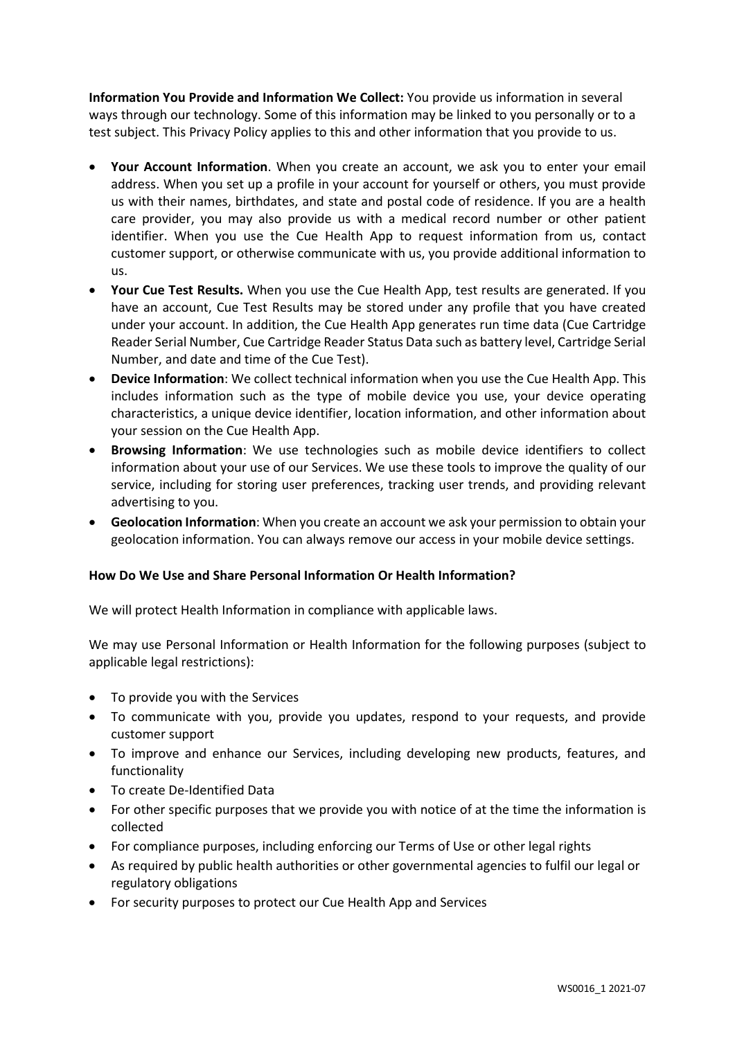**Information You Provide and Information We Collect:** You provide us information in several ways through our technology. Some of this information may be linked to you personally or to a test subject. This Privacy Policy applies to this and other information that you provide to us.

- **Your Account Information**. When you create an account, we ask you to enter your email address. When you set up a profile in your account for yourself or others, you must provide us with their names, birthdates, and state and postal code of residence. If you are a health care provider, you may also provide us with a medical record number or other patient identifier. When you use the Cue Health App to request information from us, contact customer support, or otherwise communicate with us, you provide additional information to us.
- **Your Cue Test Results.** When you use the Cue Health App, test results are generated. If you have an account, Cue Test Results may be stored under any profile that you have created under your account. In addition, the Cue Health App generates run time data (Cue Cartridge Reader Serial Number, Cue Cartridge Reader Status Data such as battery level, Cartridge Serial Number, and date and time of the Cue Test).
- **Device Information**: We collect technical information when you use the Cue Health App. This includes information such as the type of mobile device you use, your device operating characteristics, a unique device identifier, location information, and other information about your session on the Cue Health App.
- **Browsing Information**: We use technologies such as mobile device identifiers to collect information about your use of our Services. We use these tools to improve the quality of our service, including for storing user preferences, tracking user trends, and providing relevant advertising to you.
- **Geolocation Information**: When you create an account we ask your permission to obtain your geolocation information. You can always remove our access in your mobile device settings.

**How Do We Use and Share Personal Information Or Health Information?**

We will protect Health Information in compliance with applicable laws.

We may use Personal Information or Health Information for the following purposes (subject to applicable legal restrictions):

- To provide you with the Services
- To communicate with you, provide you updates, respond to your requests, and provide customer support
- To improve and enhance our Services, including developing new products, features, and functionality
- To create De-Identified Data
- For other specific purposes that we provide you with notice of at the time the information is collected
- For compliance purposes, including enforcing our Terms of Use or other legal rights
- As required by public health authorities or other governmental agencies to fulfil our legal or regulatory obligations
- For security purposes to protect our Cue Health App and Services

WS0016_1 2021-07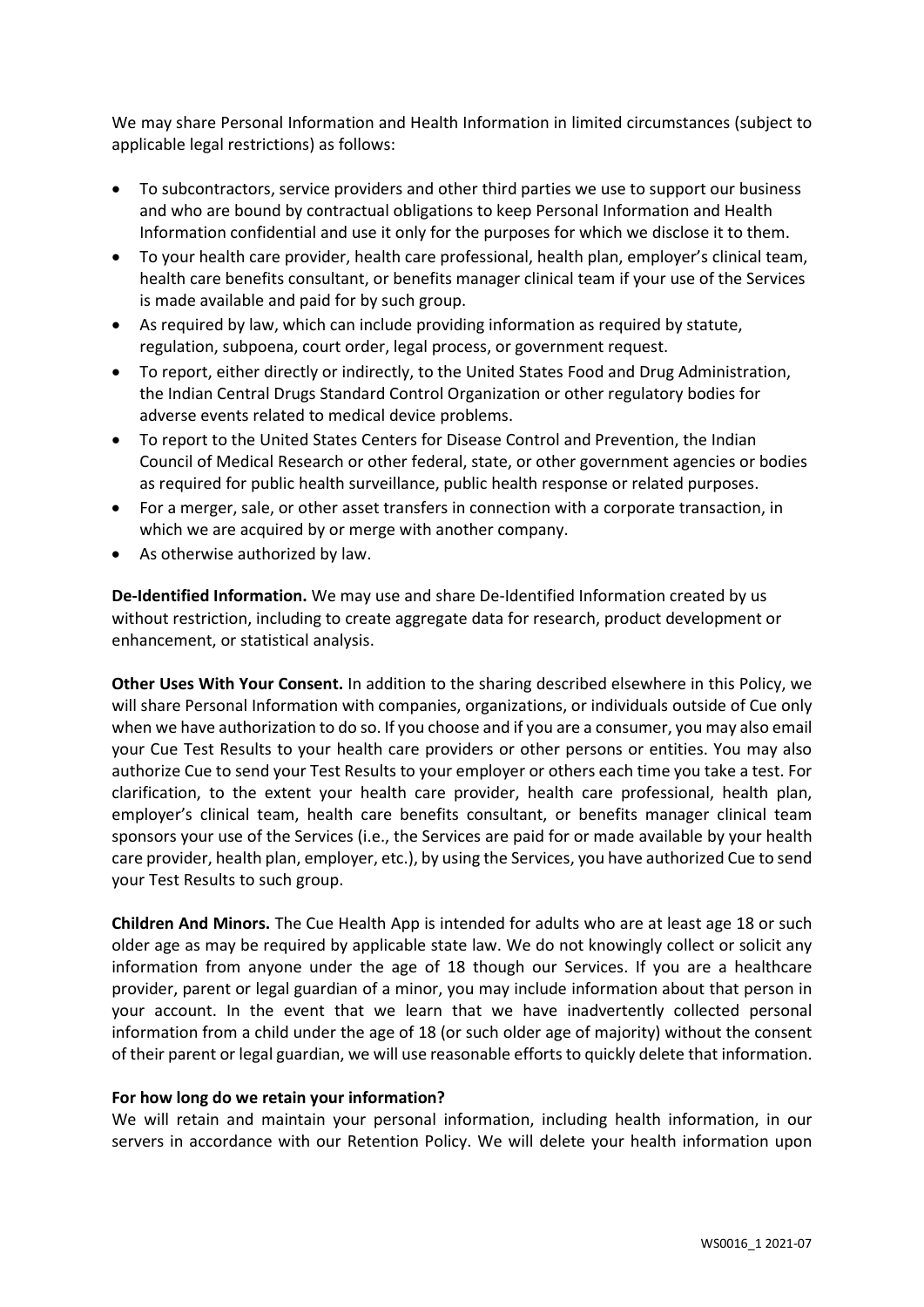We may share Personal Information and Health Information in limited circumstances (subject to applicable legal restrictions) as follows:

- To subcontractors, service providers and other third parties we use to support our business and who are bound by contractual obligations to keep Personal Information and Health Information confidential and use it only for the purposes for which we disclose it to them.
- To your health care provider, health care professional, health plan, employer's clinical team, health care benefits consultant, or benefits manager clinical team if your use of the Services is made available and paid for by such group.
- As required by law, which can include providing information as required by statute, regulation, subpoena, court order, legal process, or government request.
- To report, either directly or indirectly, to the United States Food and Drug Administration, the Indian Central Drugs Standard Control Organization or other regulatory bodies for adverse events related to medical device problems.
- To report to the United States Centers for Disease Control and Prevention, the Indian Council of Medical Research or other federal, state, or other government agencies or bodies as required for public health surveillance, public health response or related purposes.
- For a merger, sale, or other asset transfers in connection with a corporate transaction, in which we are acquired by or merge with another company.
- As otherwise authorized by law.

**De-Identified Information.** We may use and share De-Identified Information created by us without restriction, including to create aggregate data for research, product development or enhancement, or statistical analysis.

**Other Uses With Your Consent.** In addition to the sharing described elsewhere in this Policy, we will share Personal Information with companies, organizations, or individuals outside of Cue only when we have authorization to do so. If you choose and if you are a consumer, you may also email your Cue Test Results to your health care providers or other persons or entities. You may also authorize Cue to send your Test Results to your employer or others each time you take a test. For clarification, to the extent your health care provider, health care professional, health plan, employer's clinical team, health care benefits consultant, or benefits manager clinical team sponsors your use of the Services (i.e., the Services are paid for or made available by your health care provider, health plan, employer, etc.), by using the Services, you have authorized Cue to send your Test Results to such group.

**Children And Minors.** The Cue Health App is intended for adults who are at least age 18 or such older age as may be required by applicable state law. We do not knowingly collect or solicit any information from anyone under the age of 18 though our Services. If you are a healthcare provider, parent or legal guardian of a minor, you may include information about that person in your account. In the event that we learn that we have inadvertently collected personal information from a child under the age of 18 (or such older age of majority) without the consent of their parent or legal guardian, we will use reasonable efforts to quickly delete that information.

**For how long do we retain your information?**

We will retain and maintain your personal information, including health information, in our servers in accordance with our Retention Policy. We will delete your health information upon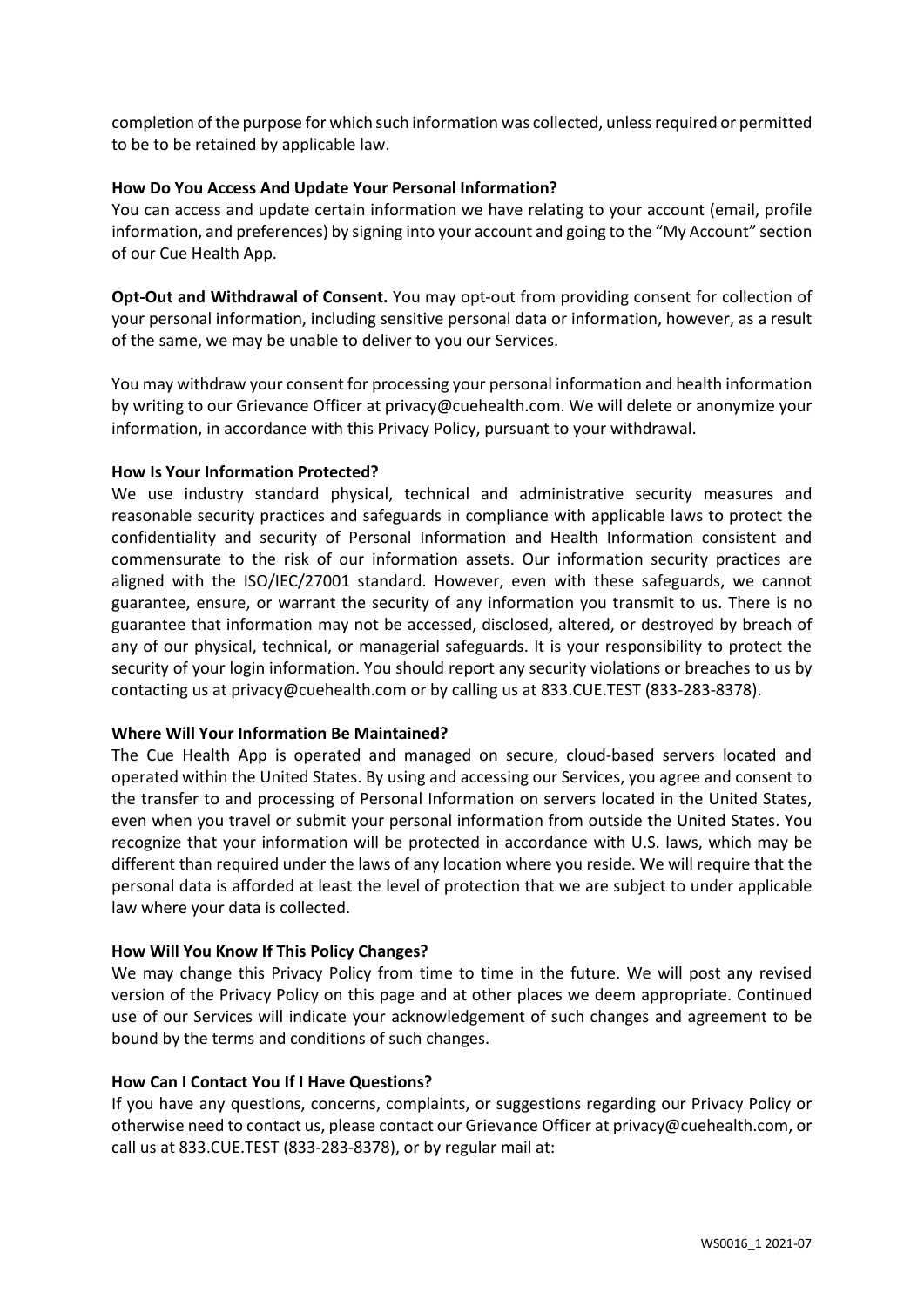completion of the purpose for which such information was collected, unless required or permitted to be to be retained by applicable law.

**How Do You Access And Update Your Personal Information?**

You can access and update certain information we have relating to your account (email, profile information, and preferences) by signing into your account and going to the "My Account" section of our Cue Health App.

**Opt-Out and Withdrawal of Consent.** You may opt-out from providing consent for collection of your personal information, including sensitive personal data or information, however, as a result of the same, we may be unable to deliver to you our Services.

You may withdraw your consent for processing your personal information and health information by writing to our Grievance Officer at privacy@cuehealth.com. We will delete or anonymize your information, in accordance with this Privacy Policy, pursuant to your withdrawal.

**How Is Your Information Protected?**

We use industry standard physical, technical and administrative security measures and reasonable security practices and safeguards in compliance with applicable laws to protect the confidentiality and security of Personal Information and Health Information consistent and commensurate to the risk of our information assets. Our information security practices are aligned with the ISO/IEC/27001 standard. However, even with these safeguards, we cannot guarantee, ensure, or warrant the security of any information you transmit to us. There is no guarantee that information may not be accessed, disclosed, altered, or destroyed by breach of any of our physical, technical, or managerial safeguards. It is your responsibility to protect the security of your login information. You should report any security violations or breaches to us by contacting us at privacy@cuehealth.com or by calling us at 833.CUE.TEST (833-283-8378).

**Where Will Your Information Be Maintained?**

The Cue Health App is operated and managed on secure, cloud-based servers located and operated within the United States. By using and accessing our Services, you agree and consent to the transfer to and processing of Personal Information on servers located in the United States, even when you travel or submit your personal information from outside the United States. You recognize that your information will be protected in accordance with U.S. laws, which may be different than required under the laws of any location where you reside. We will require that the personal data is afforded at least the level of protection that we are subject to under applicable law where your data is collected.

**How Will You Know If This Policy Changes?**

We may change this Privacy Policy from time to time in the future. We will post any revised version of the Privacy Policy on this page and at other places we deem appropriate. Continued use of our Services will indicate your acknowledgement of such changes and agreement to be bound by the terms and conditions of such changes.

**How Can I Contact You If I Have Questions?**

If you have any questions, concerns, complaints, or suggestions regarding our Privacy Policy or otherwise need to contact us, please contact our Grievance Officer at privacy@cuehealth.com, or call us at 833.CUE.TEST (833-283-8378), or by regular mail at: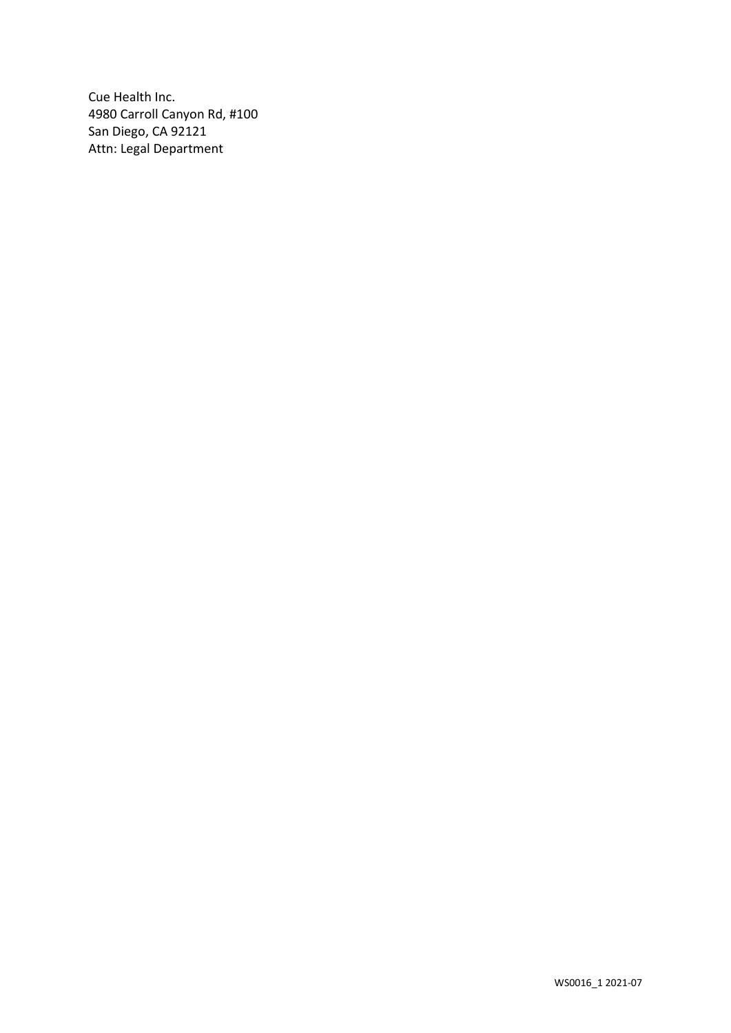Cue Health Inc.
4980 Carroll Canyon Rd, #100
San Diego, CA 92121
Attn: Legal Department

WS0016_1 2021-07